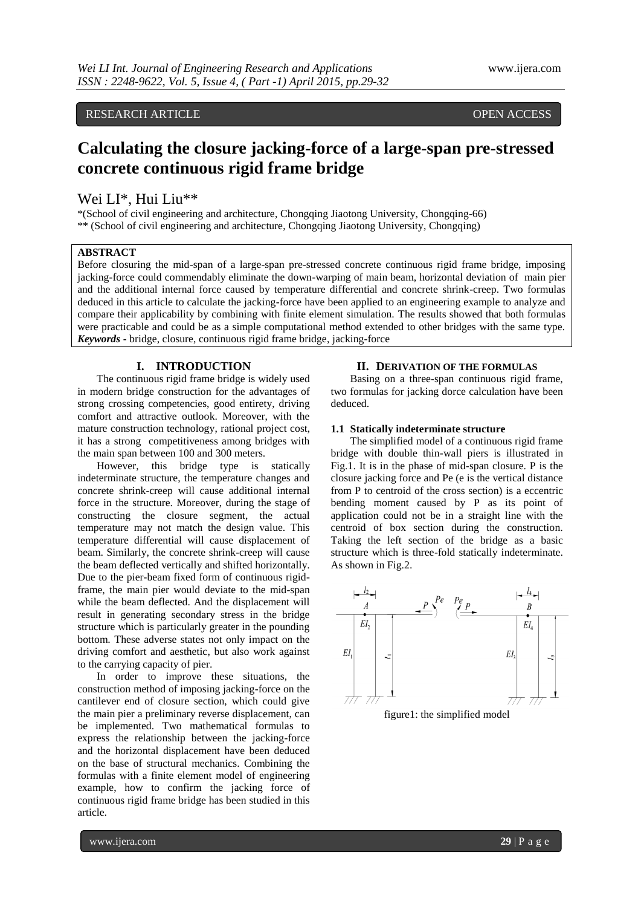RESEARCH ARTICLE OPEN ACCESS

# Calculating the closure jacking-force of a large-span pre-stressed concrete continuous rigid frame bridge

Wei LI*, Hui Liu**

*(School of civil engineering and architecture, Chongqing Jiaotong University, Chongqing-66)
** (School of civil engineering and architecture, Chongqing Jiaotong University, Chongqing)

**ABSTRACT**

Before closuring the mid-span of a large-span pre-stressed concrete continuous rigid frame bridge, imposing jacking-force could commendably eliminate the down-warping of main beam, horizontal deviation of main pier and the additional internal force caused by temperature differential and concrete shrink-creep. Two formulas deduced in this article to calculate the jacking-force have been applied to an engineering example to analyze and compare their applicability by combining with finite element simulation. The results showed that both formulas were practicable and could be as a simple computational method extended to other bridges with the same type.

***Keywords*** - bridge, closure, continuous rigid frame bridge, jacking-force

## I. INTRODUCTION

The continuous rigid frame bridge is widely used in modern bridge construction for the advantages of strong crossing competencies, good entirety, driving comfort and attractive outlook. Moreover, with the mature construction technology, rational project cost, it has a strong competitiveness among bridges with the main span between 100 and 300 meters.

However, this bridge type is statically indeterminate structure, the temperature changes and concrete shrink-creep will cause additional internal force in the structure. Moreover, during the stage of constructing the closure segment, the actual temperature may not match the design value. This temperature differential will cause displacement of beam. Similarly, the concrete shrink-creep will cause the beam deflected vertically and shifted horizontally. Due to the pier-beam fixed form of continuous rigid-frame, the main pier would deviate to the mid-span while the beam deflected. And the displacement will result in generating secondary stress in the bridge structure which is particularly greater in the pounding bottom. These adverse states not only impact on the driving comfort and aesthetic, but also work against to the carrying capacity of pier.

In order to improve these situations, the construction method of imposing jacking-force on the cantilever end of closure section, which could give the main pier a preliminary reverse displacement, can be implemented. Two mathematical formulas to express the relationship between the jacking-force and the horizontal displacement have been deduced on the base of structural mechanics. Combining the formulas with a finite element model of engineering example, how to confirm the jacking force of continuous rigid frame bridge has been studied in this article.

## II. DERIVATION OF THE FORMULAS

Basing on a three-span continuous rigid frame, two formulas for jacking dorce calculation have been deduced.

### 1.1 Statically indeterminate structure

The simplified model of a continuous rigid frame bridge with double thin-wall piers is illustrated in Fig.1. It is in the phase of mid-span closure. P is the closure jacking force and Pe (e is the vertical distance from P to centroid of the cross section) is a eccentric bending moment caused by P as its point of application could not be in a straight line with the centroid of box section during the construction. Taking the left section of the bridge as a basic structure which is three-fold statically indeterminate. As shown in Fig.2.

figure1: the simplified model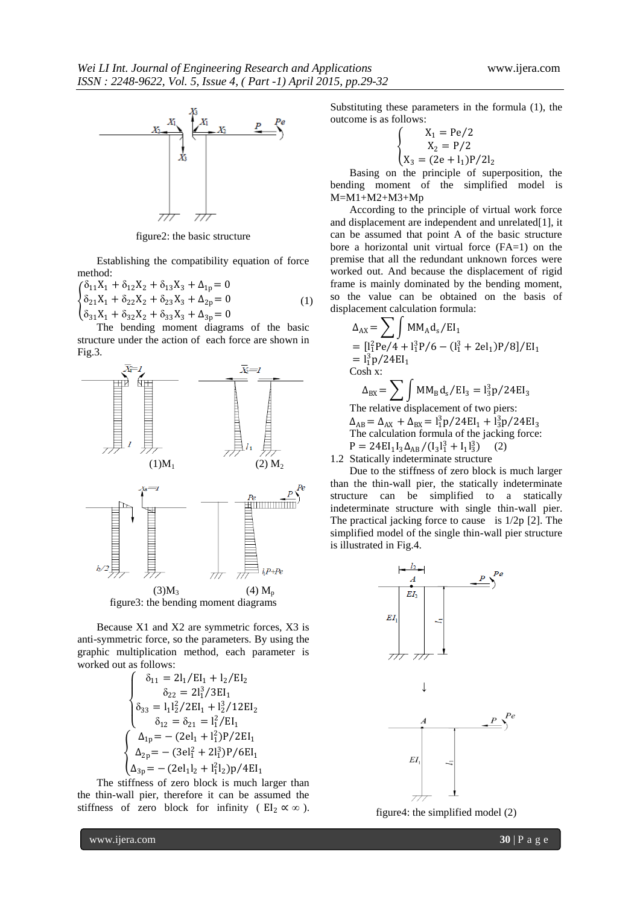figure2: the basic structure

Establishing the compatibility equation of force method:

$$
\begin{cases}
\delta_{11}X_1 + \delta_{12}X_2 + \delta_{13}X_3 + \Delta_{1p} = 0 \\
\delta_{21}X_1 + \delta_{22}X_2 + \delta_{23}X_3 + \Delta_{2p} = 0 \\
\delta_{31}X_1 + \delta_{32}X_2 + \delta_{33}X_3 + \Delta_{3p} = 0
\end{cases} \quad (1)
$$

The bending moment diagrams of the basic structure under the action of each force are shown in Fig.3.

(1)$M_1$ (2) $M_2$

(3)$M_3$ (4) $M_p$

figure3: the bending moment diagrams

Because X1 and X2 are symmetric forces, X3 is anti-symmetric force, so the parameters. By using the graphic multiplication method, each parameter is worked out as follows:

$$
\begin{cases}
\delta_{11} = 2l_1/EI_1 + l_2/EI_2 \\
\delta_{22} = 2l_1^3/3EI_1 \\
\delta_{33} = l_1l_2^2/2EI_1 + l_2^3/12EI_2 \\
\delta_{12} = \delta_{21} = l_1^2/EI_1
\end{cases}
$$

$$
\begin{cases}
\Delta_{1p} = -(2el_1 + l_1^2)P/2EI_1 \\
\Delta_{2p} = -(3el_1^2 + 2l_1^3)P/6EI_1 \\
\Delta_{3p} = -(2el_1l_2 + l_1^2l_2)p/4EI_1
\end{cases}
$$

The stiffness of zero block is much larger than the thin-wall pier, therefore it can be assumed the stiffness of zero block for infinity ( $EI_2 \propto \infty$ ). Substituting these parameters in the formula (1), the outcome is as follows:

$$
\begin{cases}
X_1 = Pe/2 \\
X_2 = P/2 \\
X_3 = (2e + l_1)P/2l_2
\end{cases}
$$

Basing on the principle of superposition, the bending moment of the simplified model is M=M1+M2+M3+Mp

According to the principle of virtual work force and displacement are independent and unrelated[1], it can be assumed that point A of the basic structure bore a horizontal unit virtual force (FA=1) on the premise that all the redundant unknown forces were worked out. And because the displacement of rigid frame is mainly dominated by the bending moment, so the value can be obtained on the basis of displacement calculation formula:

$$
\Delta_{AX} = \sum \int MM_A d_s/EI_1
$$
$$
= [l_1^2Pe/4 + l_1^3P/6 - (l_1^3 + 2el_1)P/8]/EI_1
$$
$$
= l_1^3p/24EI_1
$$

Cosh x:

$$
\Delta_{BX} = \sum \int MM_B d_s/EI_3 = l_3^3p/24EI_3
$$

The relative displacement of two piers:

$$
\Delta_{AB} = \Delta_{AX} + \Delta_{BX} = l_1^3p/24EI_1 + l_3^3p/24EI_3
$$

The calculation formula of the jacking force:

$$
P = 24EI_1I_3\Delta_{AB}/(I_3l_1^3 + I_1l_3^3) \quad (2)
$$

1.2 Statically indeterminate structure

Due to the stiffness of zero block is much larger than the thin-wall pier, the statically indeterminate structure can be simplified to a statically indeterminate structure with single thin-wall pier. The practical jacking force to cause is 1/2p [2]. The simplified model of the single thin-wall pier structure is illustrated in Fig.4.

figure4: the simplified model (2)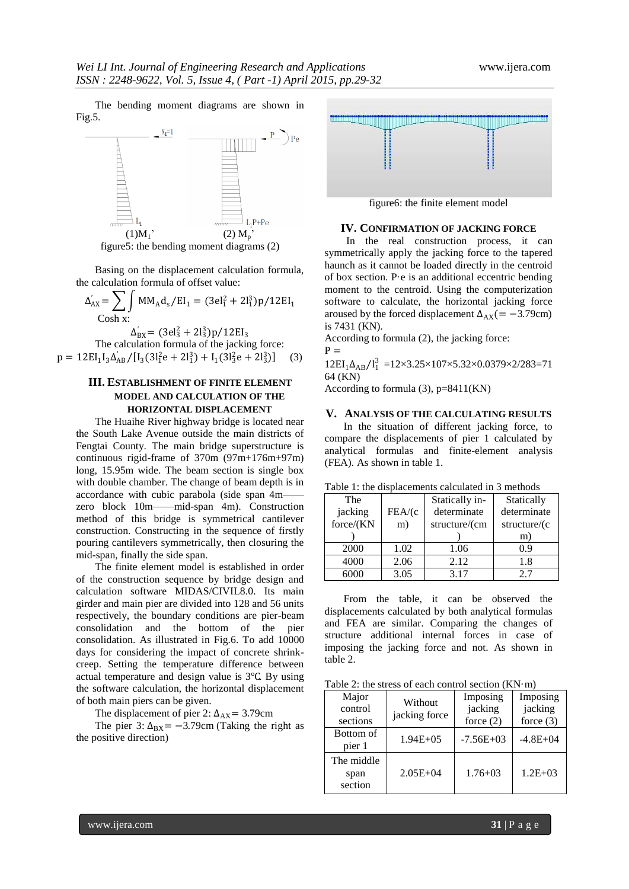The bending moment diagrams are shown in Fig.5.

(1)$M_1$'　　(2) $M_p$'

figure5: the bending moment diagrams (2)

Basing on the displacement calculation formula, the calculation formula of offset value:

$$\Delta_{AX}^{'} = \sum \int MM_A d_s / EI_1 = (3el_1^2 + 2l_1^3)p/12EI_1$$

Cosh x:

$$\Delta_{BX}^{'} = (3el_3^2 + 2l_3^3)p/12EI_3$$

The calculation formula of the jacking force:

$$p = 12EI_1I_3\Delta_{AB}^{'}/[I_3(3l_1^2e + 2l_1^3) + I_1(3l_3^2e + 2l_3^3)] \quad (3)$$

## III. ESTABLISHMENT OF FINITE ELEMENT MODEL AND CALCULATION OF THE HORIZONTAL DISPLACEMENT

The Huaihe River highway bridge is located near the South Lake Avenue outside the main districts of Fengtai County. The main bridge superstructure is continuous rigid-frame of 370m (97m+176m+97m) long, 15.95m wide. The beam section is single box with double chamber. The change of beam depth is in accordance with cubic parabola (side span 4m——zero block 10m——mid-span 4m). Construction method of this bridge is symmetrical cantilever construction. Constructing in the sequence of firstly pouring cantilevers symmetrically, then closuring the mid-span, finally the side span.

The finite element model is established in order of the construction sequence by bridge design and calculation software MIDAS/CIVIL8.0. Its main girder and main pier are divided into 128 and 56 units respectively, the boundary conditions are pier-beam consolidation and the bottom of the pier consolidation. As illustrated in Fig.6. To add 10000 days for considering the impact of concrete shrink-creep. Setting the temperature difference between actual temperature and design value is 3℃. By using the software calculation, the horizontal displacement of both main piers can be given.

The displacement of pier 2: $\Delta_{AX} = 3.79$cm

The pier 3: $\Delta_{BX} = -3.79$cm (Taking the right as the positive direction)

figure6: the finite element model

## IV. CONFIRMATION OF JACKING FORCE

In the real construction process, it can symmetrically apply the jacking force to the tapered haunch as it cannot be loaded directly in the centroid of box section. P·e is an additional eccentric bending moment to the centroid. Using the computerization software to calculate, the horizontal jacking force aroused by the forced displacement $\Delta_{AX}(= -3.79\text{cm})$ is 7431 (KN).

According to formula (2), the jacking force:

$P =$

$12EI_1\Delta_{AB}/l_1^3$ =12×3.25×107×5.32×0.0379×2/283=7164 (KN)

According to formula (3), p=8411(KN)

## V. ANALYSIS OF THE CALCULATING RESULTS

In the situation of different jacking force, to compare the displacements of pier 1 calculated by analytical formulas and finite-element analysis (FEA). As shown in table 1.

Table 1: the displacements calculated in 3 methods

| The jacking force/(KN) | FEA/(cm) | Statically in-determinate structure/(cm) | Statically determinate structure/(cm) |
|---|---|---|---|
| 2000 | 1.02 | 1.06 | 0.9 |
| 4000 | 2.06 | 2.12 | 1.8 |
| 6000 | 3.05 | 3.17 | 2.7 |

From the table, it can be observed the displacements calculated by both analytical formulas and FEA are similar. Comparing the changes of structure additional internal forces in case of imposing the jacking force and not. As shown in table 2.

Table 2: the stress of each control section (KN·m)

| Major control sections | Without jacking force | Imposing jacking force (2) | Imposing jacking force (3) |
|---|---|---|---|
| Bottom of pier 1 | 1.94E+05 | -7.56E+03 | -4.8E+04 |
| The middle span section | 2.05E+04 | 1.76+03 | 1.2E+03 |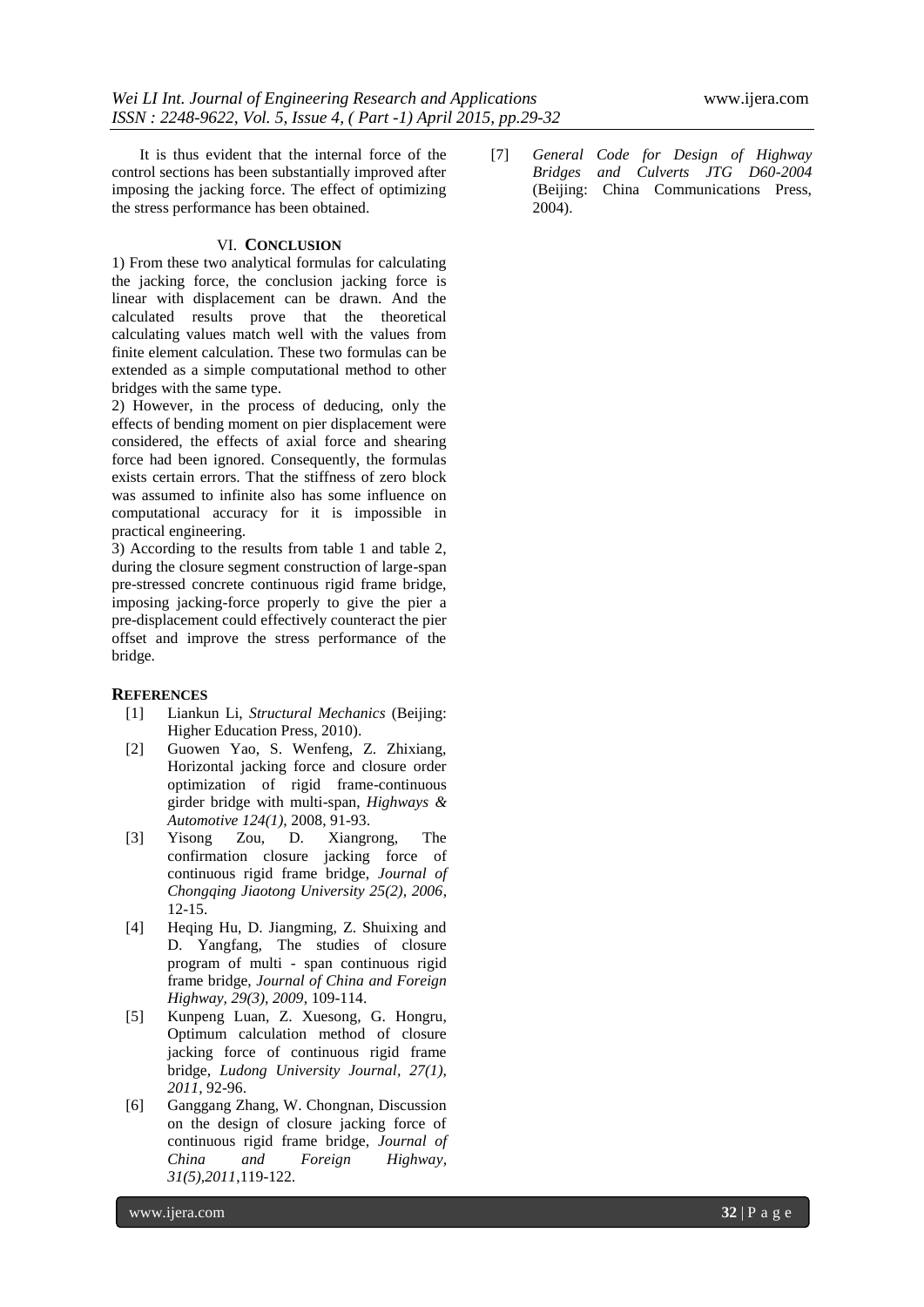It is thus evident that the internal force of the control sections has been substantially improved after imposing the jacking force. The effect of optimizing the stress performance has been obtained.

## VI. CONCLUSION

1) From these two analytical formulas for calculating the jacking force, the conclusion jacking force is linear with displacement can be drawn. And the calculated results prove that the theoretical calculating values match well with the values from finite element calculation. These two formulas can be extended as a simple computational method to other bridges with the same type.

2) However, in the process of deducing, only the effects of bending moment on pier displacement were considered, the effects of axial force and shearing force had been ignored. Consequently, the formulas exists certain errors. That the stiffness of zero block was assumed to infinite also has some influence on computational accuracy for it is impossible in practical engineering.

3) According to the results from table 1 and table 2, during the closure segment construction of large-span pre-stressed concrete continuous rigid frame bridge, imposing jacking-force properly to give the pier a pre-displacement could effectively counteract the pier offset and improve the stress performance of the bridge.

## REFERENCES

[1] Liankun Li, *Structural Mechanics* (Beijing: Higher Education Press, 2010).

[2] Guowen Yao, S. Wenfeng, Z. Zhixiang, Horizontal jacking force and closure order optimization of rigid frame-continuous girder bridge with multi-span, *Highways & Automotive 124(1)*, 2008, 91-93.

[3] Yisong Zou, D. Xiangrong, The confirmation closure jacking force of continuous rigid frame bridge, *Journal of Chongqing Jiaotong University 25(2), 2006*, 12-15.

[4] Heqing Hu, D. Jiangming, Z. Shuixing and D. Yangfang, The studies of closure program of multi - span continuous rigid frame bridge, *Journal of China and Foreign Highway, 29(3), 2009*, 109-114.

[5] Kunpeng Luan, Z. Xuesong, G. Hongru, Optimum calculation method of closure jacking force of continuous rigid frame bridge, *Ludong University Journal, 27(1), 2011*, 92-96.

[6] Ganggang Zhang, W. Chongnan, Discussion on the design of closure jacking force of continuous rigid frame bridge, *Journal of China and Foreign Highway, 31(5),2011*,119-122.

[7] *General Code for Design of Highway Bridges and Culverts JTG D60-2004* (Beijing: China Communications Press, 2004).